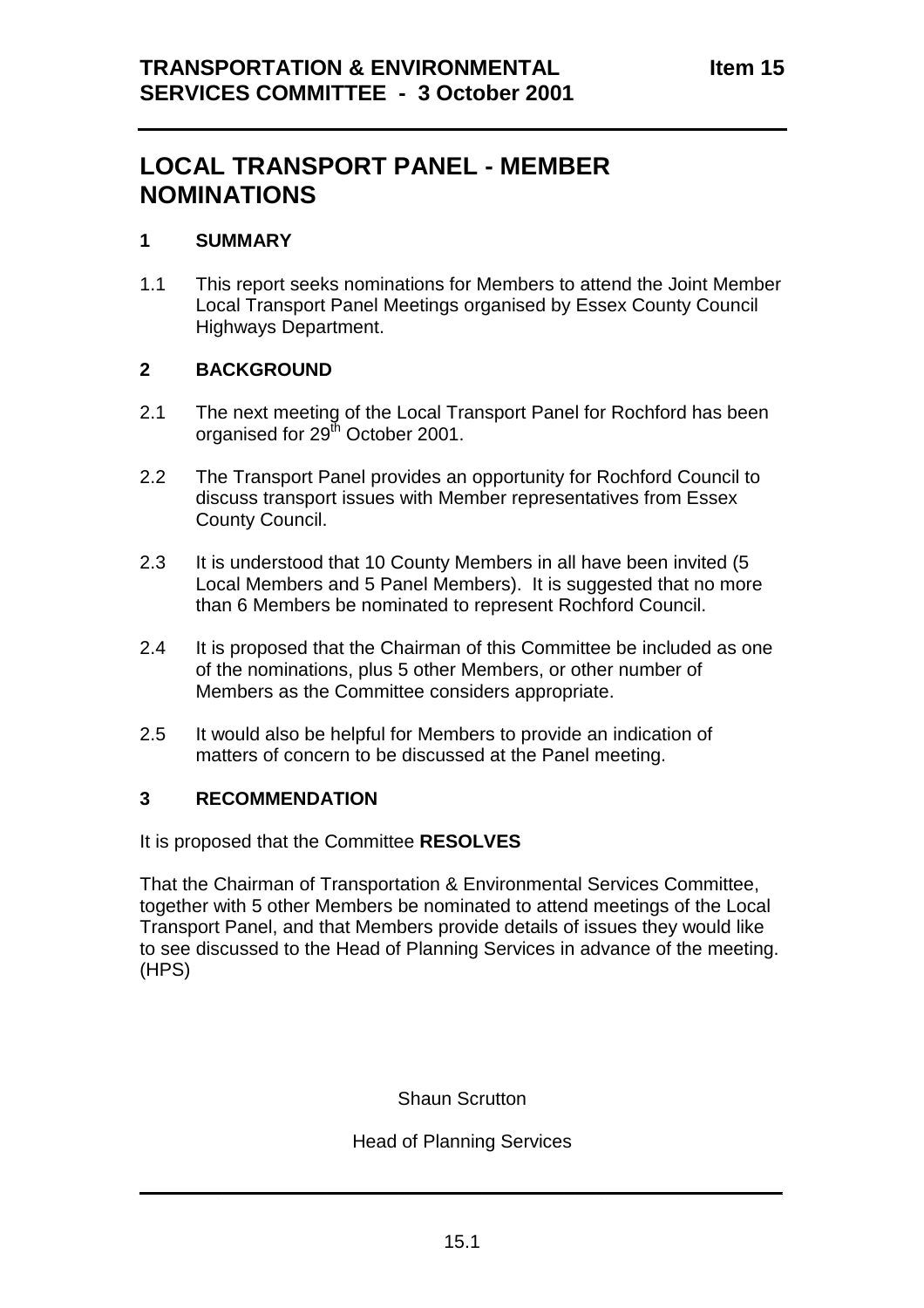**TRANSPORTATION & ENVIRONMENTAL SERVICES COMMITTEE - 3 October 2001** **Item 15**

# LOCAL TRANSPORT PANEL - MEMBER NOMINATIONS

## 1 SUMMARY

1.1 This report seeks nominations for Members to attend the Joint Member Local Transport Panel Meetings organised by Essex County Council Highways Department.

## 2 BACKGROUND

2.1 The next meeting of the Local Transport Panel for Rochford has been organised for 29th October 2001.

2.2 The Transport Panel provides an opportunity for Rochford Council to discuss transport issues with Member representatives from Essex County Council.

2.3 It is understood that 10 County Members in all have been invited (5 Local Members and 5 Panel Members). It is suggested that no more than 6 Members be nominated to represent Rochford Council.

2.4 It is proposed that the Chairman of this Committee be included as one of the nominations, plus 5 other Members, or other number of Members as the Committee considers appropriate.

2.5 It would also be helpful for Members to provide an indication of matters of concern to be discussed at the Panel meeting.

## 3 RECOMMENDATION

It is proposed that the Committee **RESOLVES**

That the Chairman of Transportation & Environmental Services Committee, together with 5 other Members be nominated to attend meetings of the Local Transport Panel, and that Members provide details of issues they would like to see discussed to the Head of Planning Services in advance of the meeting. (HPS)

Shaun Scrutton

Head of Planning Services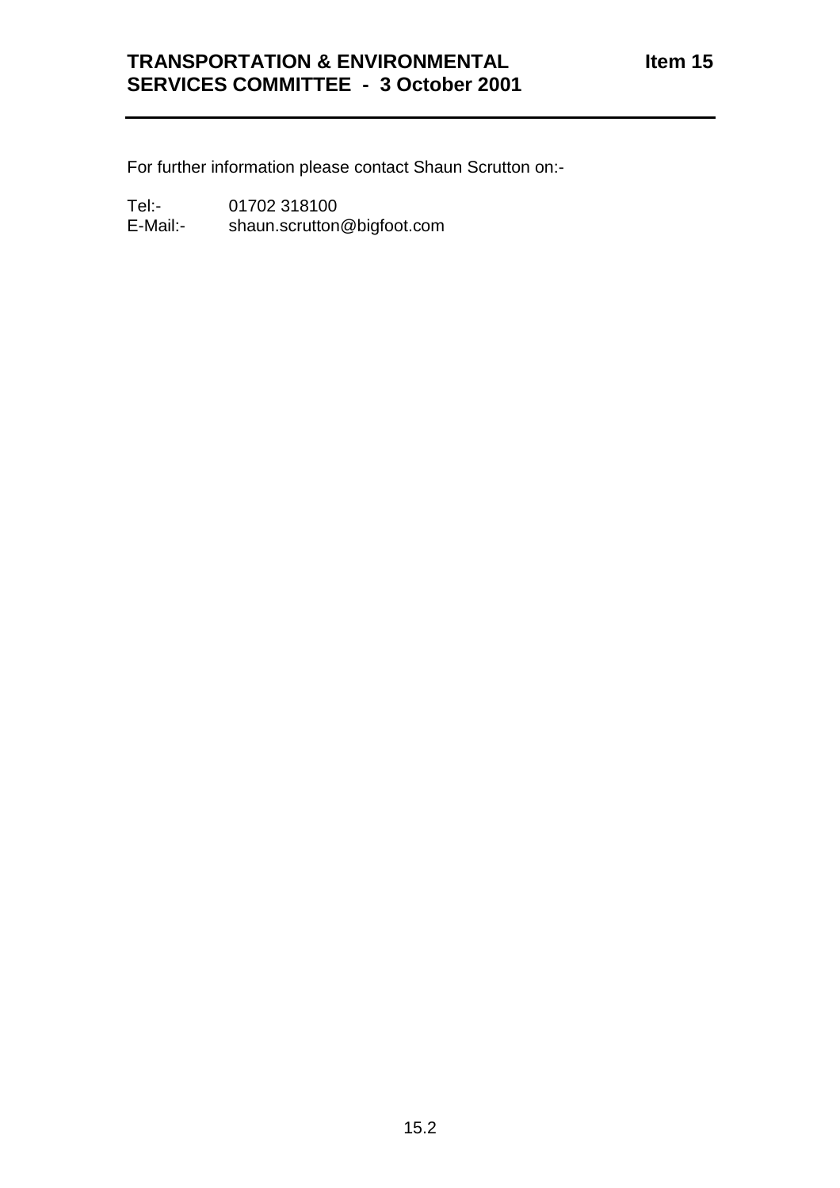For further information please contact Shaun Scrutton on:-

Tel:- 01702 318100
E-Mail:- shaun.scrutton@bigfoot.com